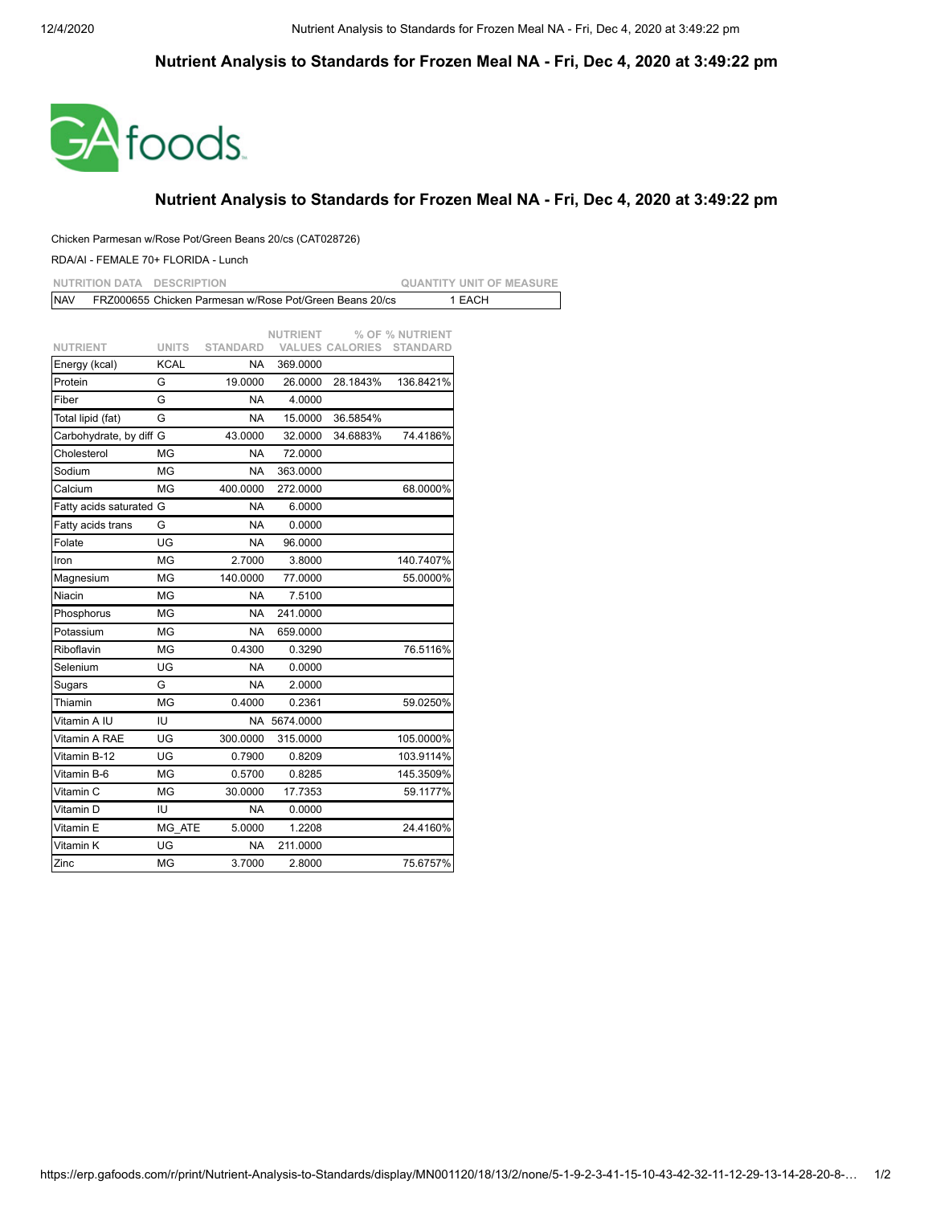# Nutrient Analysis to Standards for Frozen Meal NA - Fri, Dec 4, 2020 at 3:49:22 pm

GA foods

## Nutrient Analysis to Standards for Frozen Meal NA - Fri, Dec 4, 2020 at 3:49:22 pm

Chicken Parmesan w/Rose Pot/Green Beans 20/cs (CAT028726)

RDA/AI - FEMALE 70+ FLORIDA - Lunch

| NUTRITION DATA | DESCRIPTION | QUANTITY | UNIT OF MEASURE |
|---|---|---|---|
| NAV | FRZ000655 Chicken Parmesan w/Rose Pot/Green Beans 20/cs | 1 | EACH |

| NUTRIENT | UNITS | STANDARD | NUTRIENT VALUES | % OF CALORIES | % NUTRIENT STANDARD |
|---|---|---|---|---|---|
| Energy (kcal) | KCAL | NA | 369.0000 | | |
| Protein | G | 19.0000 | 26.0000 | 28.1843% | 136.8421% |
| Fiber | G | NA | 4.0000 | | |
| Total lipid (fat) | G | NA | 15.0000 | 36.5854% | |
| Carbohydrate, by diff | G | 43.0000 | 32.0000 | 34.6883% | 74.4186% |
| Cholesterol | MG | NA | 72.0000 | | |
| Sodium | MG | NA | 363.0000 | | |
| Calcium | MG | 400.0000 | 272.0000 | | 68.0000% |
| Fatty acids saturated | G | NA | 6.0000 | | |
| Fatty acids trans | G | NA | 0.0000 | | |
| Folate | UG | NA | 96.0000 | | |
| Iron | MG | 2.7000 | 3.8000 | | 140.7407% |
| Magnesium | MG | 140.0000 | 77.0000 | | 55.0000% |
| Niacin | MG | NA | 7.5100 | | |
| Phosphorus | MG | NA | 241.0000 | | |
| Potassium | MG | NA | 659.0000 | | |
| Riboflavin | MG | 0.4300 | 0.3290 | | 76.5116% |
| Selenium | UG | NA | 0.0000 | | |
| Sugars | G | NA | 2.0000 | | |
| Thiamin | MG | 0.4000 | 0.2361 | | 59.0250% |
| Vitamin A IU | IU | NA | 5674.0000 | | |
| Vitamin A RAE | UG | 300.0000 | 315.0000 | | 105.0000% |
| Vitamin B-12 | UG | 0.7900 | 0.8209 | | 103.9114% |
| Vitamin B-6 | MG | 0.5700 | 0.8285 | | 145.3509% |
| Vitamin C | MG | 30.0000 | 17.7353 | | 59.1177% |
| Vitamin D | IU | NA | 0.0000 | | |
| Vitamin E | MG_ATE | 5.0000 | 1.2208 | | 24.4160% |
| Vitamin K | UG | NA | 211.0000 | | |
| Zinc | MG | 3.7000 | 2.8000 | | 75.6757% |